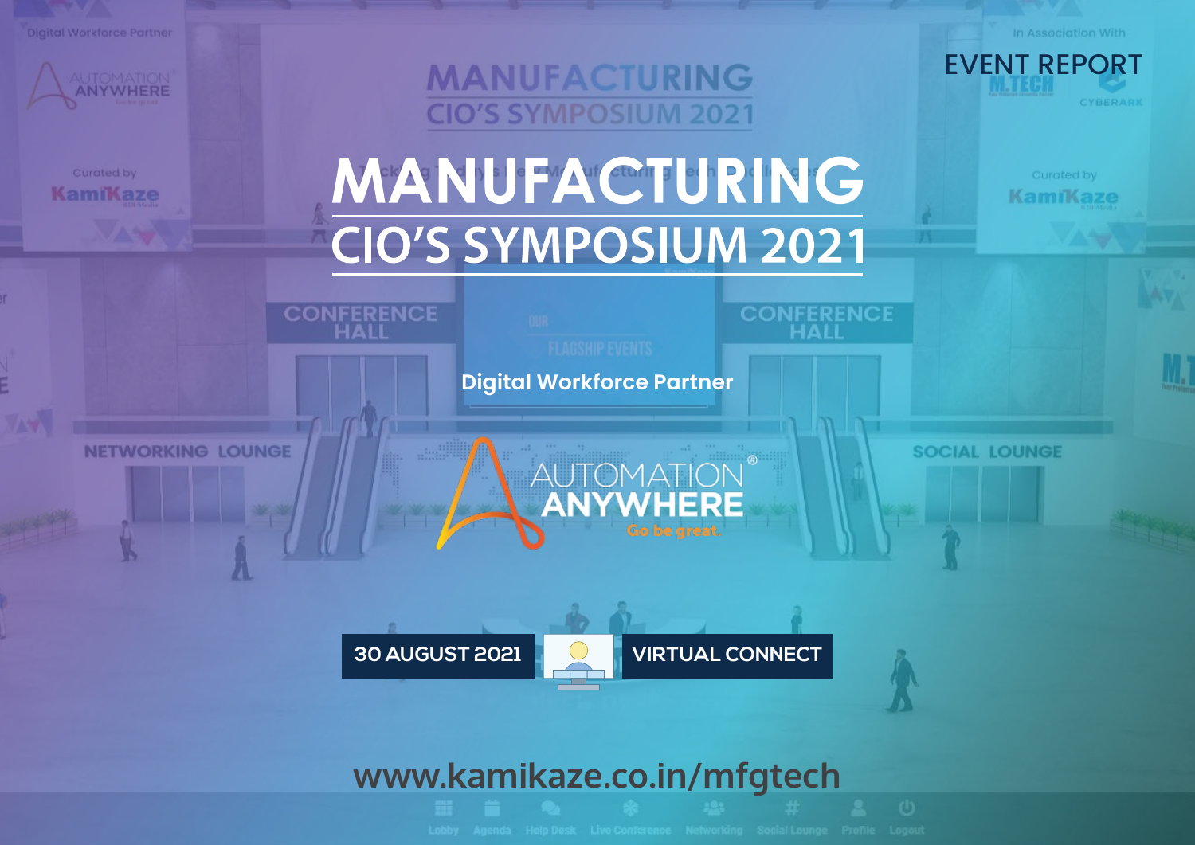EVENT REPORT

# MANUFACTURING

## CIO'S SYMPOSIUM 2021

Digital Workforce Partner

AUTOMATION ANYWHERE

Go be great.

30 AUGUST 2021

VIRTUAL CONNECT

www.kamikaze.co.in/mfgtech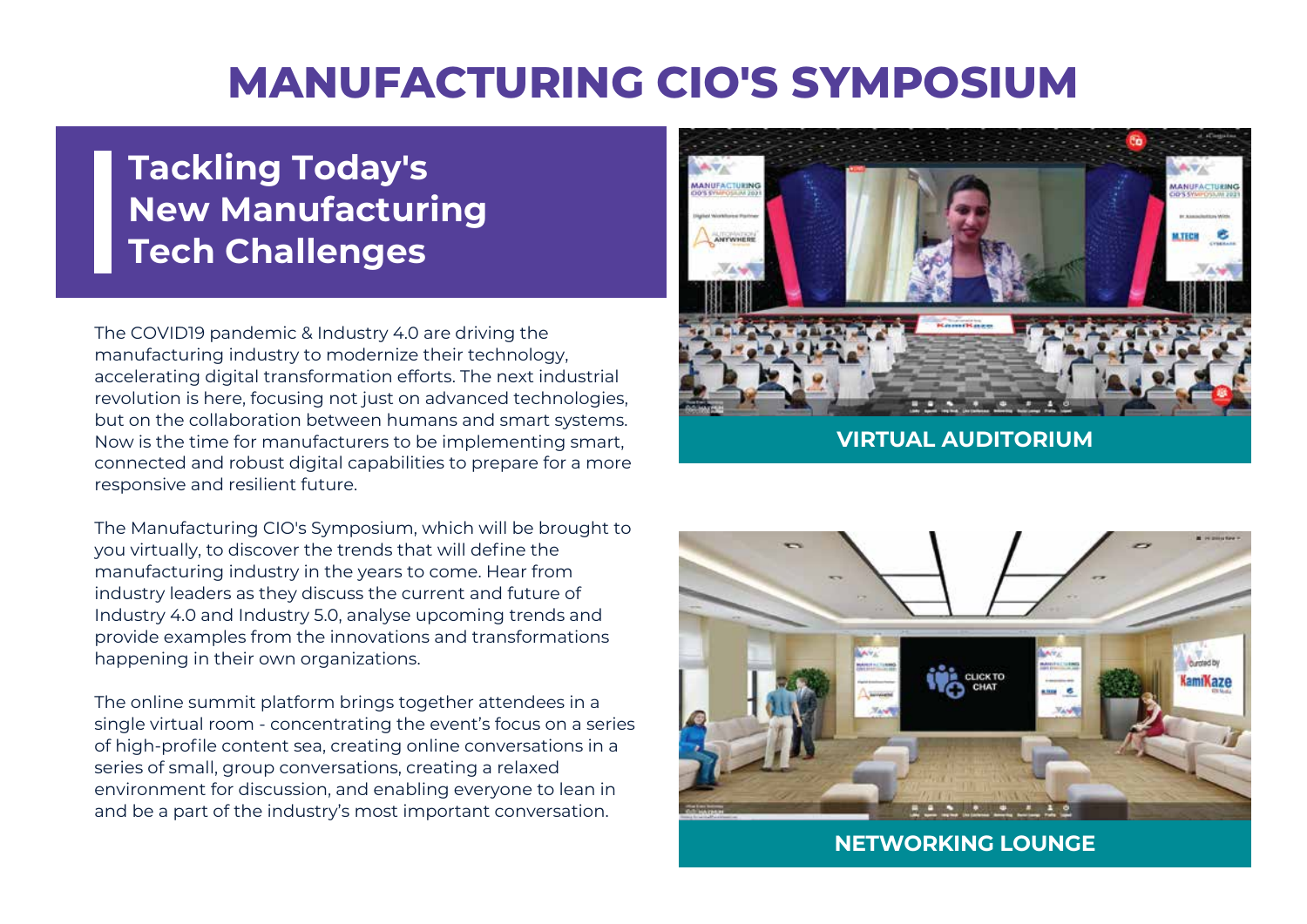# MANUFACTURING CIO'S SYMPOSIUM

## Tackling Today's New Manufacturing Tech Challenges

The COVID19 pandemic & Industry 4.0 are driving the manufacturing industry to modernize their technology, accelerating digital transformation efforts. The next industrial revolution is here, focusing not just on advanced technologies, but on the collaboration between humans and smart systems. Now is the time for manufacturers to be implementing smart, connected and robust digital capabilities to prepare for a more responsive and resilient future.

The Manufacturing CIO's Symposium, which will be brought to you virtually, to discover the trends that will define the manufacturing industry in the years to come. Hear from industry leaders as they discuss the current and future of Industry 4.0 and Industry 5.0, analyse upcoming trends and provide examples from the innovations and transformations happening in their own organizations.

The online summit platform brings together attendees in a single virtual room - concentrating the event's focus on a series of high-profile content sea, creating online conversations in a series of small, group conversations, creating a relaxed environment for discussion, and enabling everyone to lean in and be a part of the industry's most important conversation.

VIRTUAL AUDITORIUM

NETWORKING LOUNGE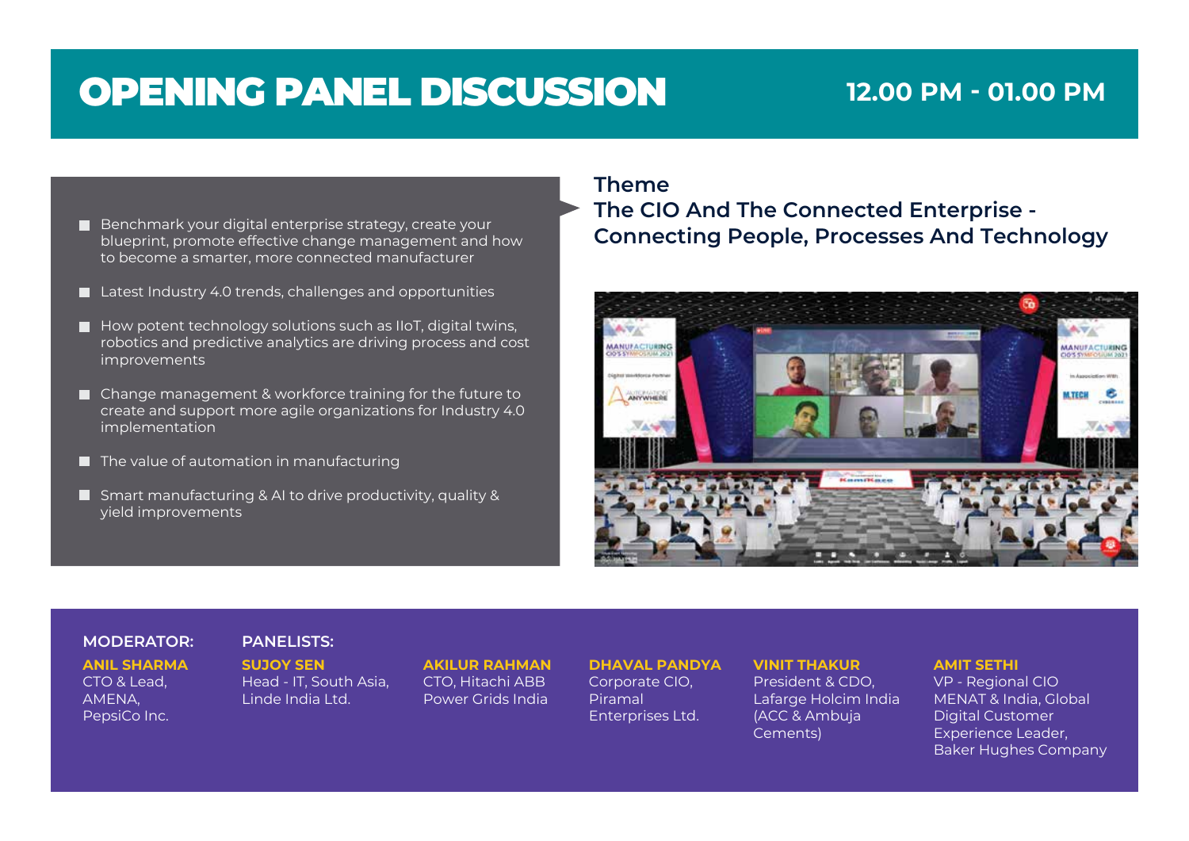# OPENING PANEL DISCUSSION

**12.00 PM - 01.00 PM**

- Benchmark your digital enterprise strategy, create your blueprint, promote effective change management and how to become a smarter, more connected manufacturer
- Latest Industry 4.0 trends, challenges and opportunities
- How potent technology solutions such as IIoT, digital twins, robotics and predictive analytics are driving process and cost improvements
- Change management & workforce training for the future to create and support more agile organizations for Industry 4.0 implementation
- The value of automation in manufacturing
- Smart manufacturing & AI to drive productivity, quality & yield improvements

## Theme

## The CIO And The Connected Enterprise - Connecting People, Processes And Technology

**MODERATOR:**

**ANIL SHARMA**
CTO & Lead, AMENA, PepsiCo Inc.

**PANELISTS:**

**SUJOY SEN**
Head - IT, South Asia, Linde India Ltd.

**AKILUR RAHMAN**
CTO, Hitachi ABB Power Grids India

**DHAVAL PANDYA**
Corporate CIO, Piramal Enterprises Ltd.

**VINIT THAKUR**
President & CDO, Lafarge Holcim India (ACC & Ambuja Cements)

**AMIT SETHI**
VP - Regional CIO MENAT & India, Global Digital Customer Experience Leader, Baker Hughes Company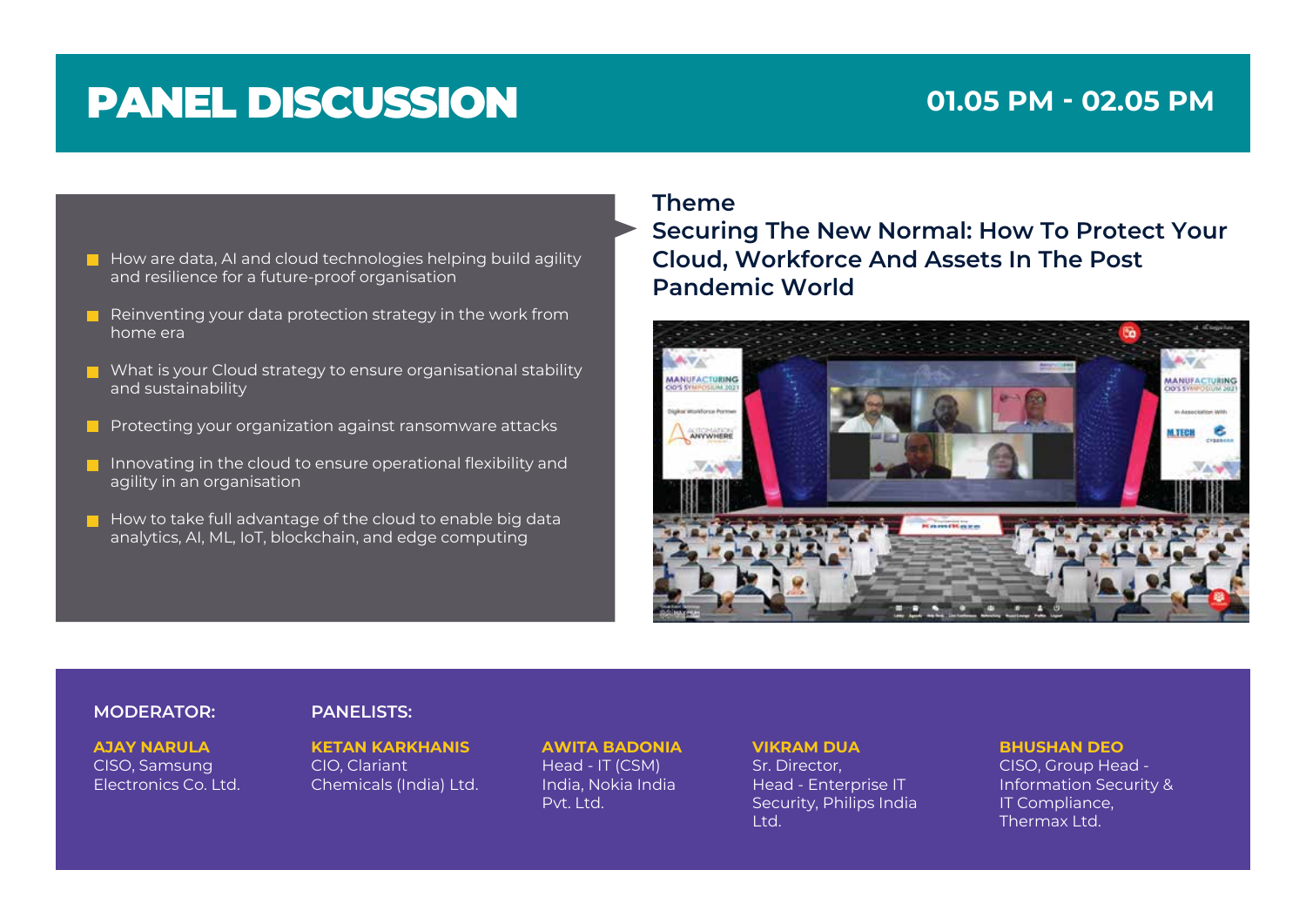# PANEL DISCUSSION

**01.05 PM - 02.05 PM**

- How are data, AI and cloud technologies helping build agility and resilience for a future-proof organisation
- Reinventing your data protection strategy in the work from home era
- What is your Cloud strategy to ensure organisational stability and sustainability
- Protecting your organization against ransomware attacks
- Innovating in the cloud to ensure operational flexibility and agility in an organisation
- How to take full advantage of the cloud to enable big data analytics, AI, ML, IoT, blockchain, and edge computing

## Theme

## Securing The New Normal: How To Protect Your Cloud, Workforce And Assets In The Post Pandemic World

**MODERATOR:**

**AJAY NARULA**
CISO, Samsung Electronics Co. Ltd.

**PANELISTS:**

**KETAN KARKHANIS**
CIO, Clariant Chemicals (India) Ltd.

**AWITA BADONIA**
Head - IT (CSM) India, Nokia India Pvt. Ltd.

**VIKRAM DUA**
Sr. Director, Head - Enterprise IT Security, Philips India Ltd.

**BHUSHAN DEO**
CISO, Group Head - Information Security & IT Compliance, Thermax Ltd.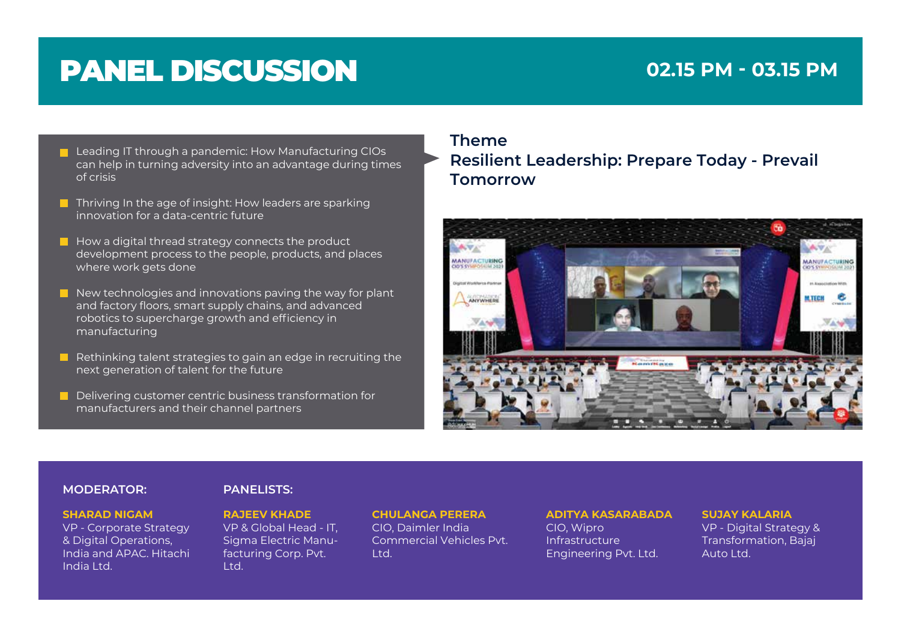# PANEL DISCUSSION

**02.15 PM - 03.15 PM**

- Leading IT through a pandemic: How Manufacturing CIOs can help in turning adversity into an advantage during times of crisis
- Thriving In the age of insight: How leaders are sparking innovation for a data-centric future
- How a digital thread strategy connects the product development process to the people, products, and places where work gets done
- New technologies and innovations paving the way for plant and factory floors, smart supply chains, and advanced robotics to supercharge growth and efficiency in manufacturing
- Rethinking talent strategies to gain an edge in recruiting the next generation of talent for the future
- Delivering customer centric business transformation for manufacturers and their channel partners

## Theme

## Resilient Leadership: Prepare Today - Prevail Tomorrow

**MODERATOR:**

**SHARAD NIGAM**
VP - Corporate Strategy & Digital Operations, India and APAC. Hitachi India Ltd.

**PANELISTS:**

**RAJEEV KHADE**
VP & Global Head - IT, Sigma Electric Manufacturing Corp. Pvt. Ltd.

**CHULANGA PERERA**
CIO, Daimler India Commercial Vehicles Pvt. Ltd.

**ADITYA KASARABADA**
CIO, Wipro Infrastructure Engineering Pvt. Ltd.

**SUJAY KALARIA**
VP - Digital Strategy & Transformation, Bajaj Auto Ltd.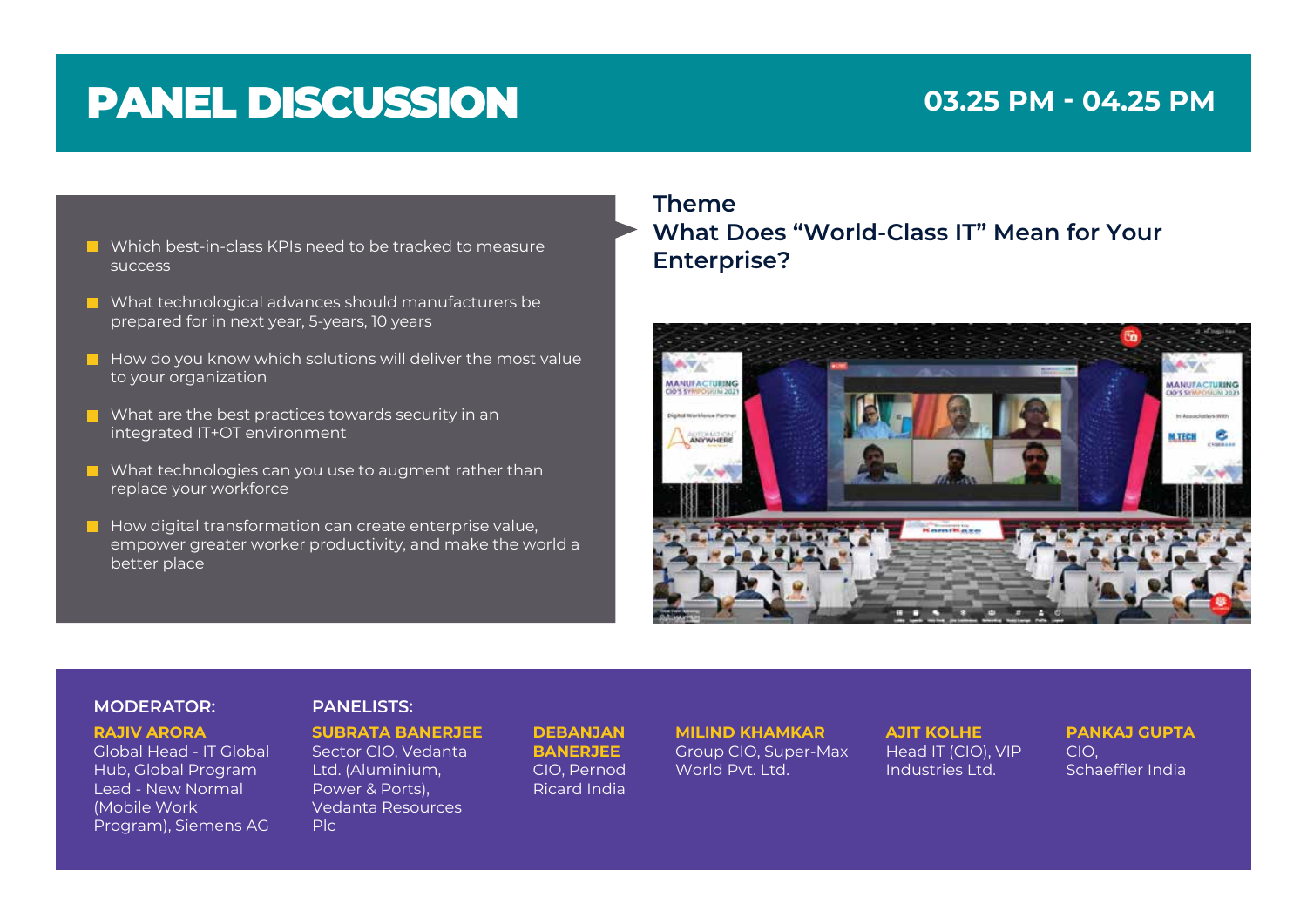# PANEL DISCUSSION

## 03.25 PM - 04.25 PM

- Which best-in-class KPIs need to be tracked to measure success
- What technological advances should manufacturers be prepared for in next year, 5-years, 10 years
- How do you know which solutions will deliver the most value to your organization
- What are the best practices towards security in an integrated IT+OT environment
- What technologies can you use to augment rather than replace your workforce
- How digital transformation can create enterprise value, empower greater worker productivity, and make the world a better place

### Theme
### What Does "World-Class IT" Mean for Your Enterprise?

**MODERATOR:**

**RAJIV ARORA**
Global Head - IT Global Hub, Global Program Lead - New Normal (Mobile Work Program), Siemens AG

**PANELISTS:**

**SUBRATA BANERJEE**
Sector CIO, Vedanta Ltd. (Aluminium, Power & Ports), Vedanta Resources Plc

**DEBANJAN BANERJEE**
CIO, Pernod Ricard India

**MILIND KHAMKAR**
Group CIO, Super-Max World Pvt. Ltd.

**AJIT KOLHE**
Head IT (CIO), VIP Industries Ltd.

**PANKAJ GUPTA**
CIO, Schaeffler India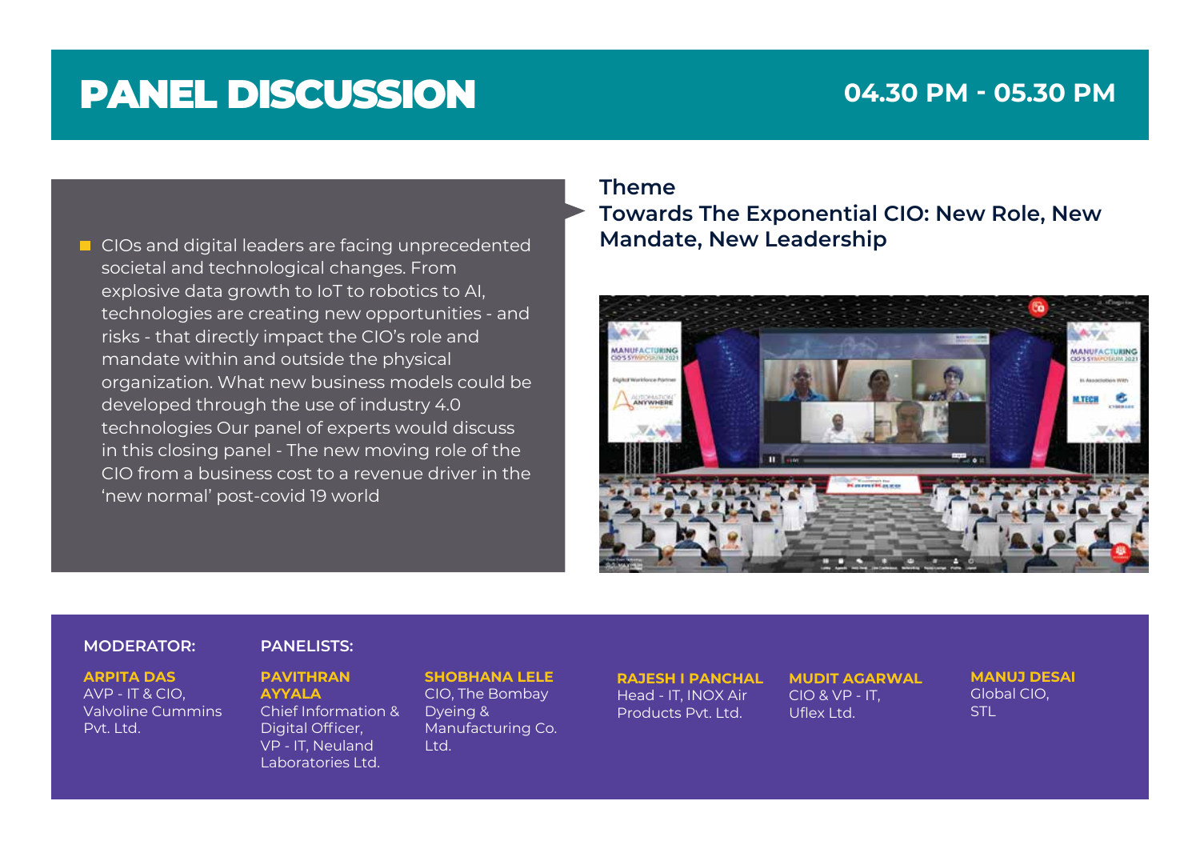# PANEL DISCUSSION

**04.30 PM - 05.30 PM**

- CIOs and digital leaders are facing unprecedented societal and technological changes. From explosive data growth to IoT to robotics to AI, technologies are creating new opportunities - and risks - that directly impact the CIO's role and mandate within and outside the physical organization. What new business models could be developed through the use of industry 4.0 technologies Our panel of experts would discuss in this closing panel - The new moving role of the CIO from a business cost to a revenue driver in the 'new normal' post-covid 19 world

## Theme

**Towards The Exponential CIO: New Role, New Mandate, New Leadership**

**MODERATOR:**

**ARPITA DAS**
AVP - IT & CIO,
Valvoline Cummins Pvt. Ltd.

**PANELISTS:**

**PAVITHRAN AYYALA**
Chief Information & Digital Officer,
VP - IT, Neuland Laboratories Ltd.

**SHOBHANA LELE**
CIO, The Bombay Dyeing & Manufacturing Co. Ltd.

**RAJESH I PANCHAL**
Head - IT, INOX Air Products Pvt. Ltd.

**MUDIT AGARWAL**
CIO & VP - IT,
Uflex Ltd.

**MANUJ DESAI**
Global CIO,
STL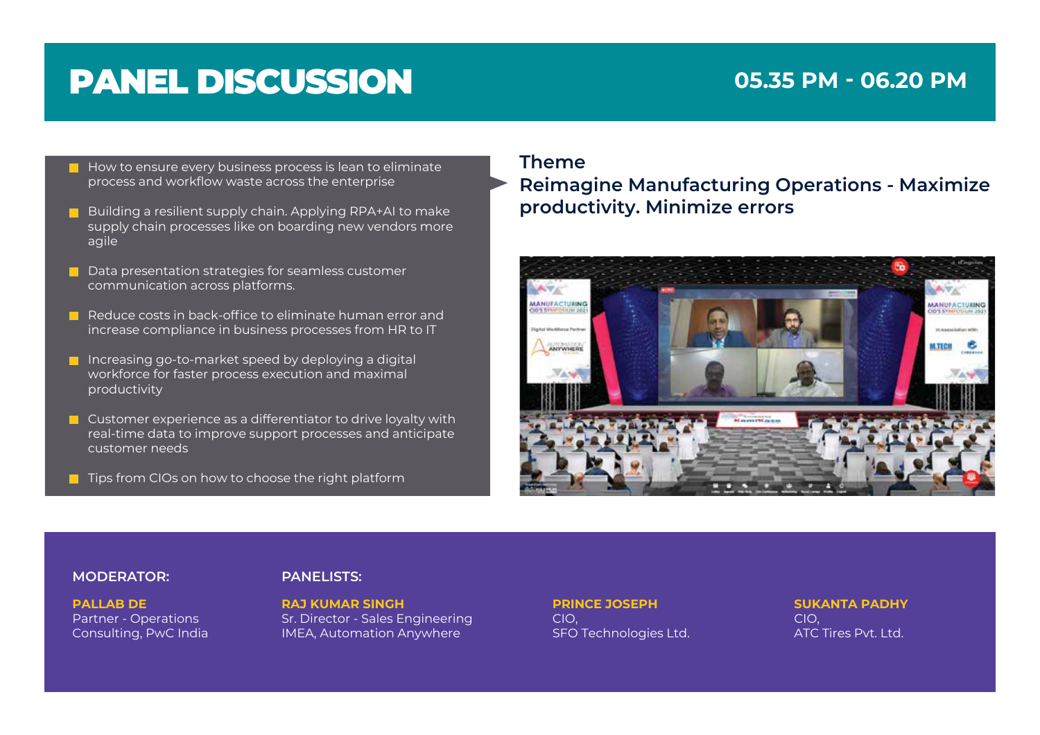# PANEL DISCUSSION

**05.35 PM - 06.20 PM**

- How to ensure every business process is lean to eliminate process and workflow waste across the enterprise
- Building a resilient supply chain. Applying RPA+AI to make supply chain processes like on boarding new vendors more agile
- Data presentation strategies for seamless customer communication across platforms.
- Reduce costs in back-office to eliminate human error and increase compliance in business processes from HR to IT
- Increasing go-to-market speed by deploying a digital workforce for faster process execution and maximal productivity
- Customer experience as a differentiator to drive loyalty with real-time data to improve support processes and anticipate customer needs
- Tips from CIOs on how to choose the right platform

## Theme

**Reimagine Manufacturing Operations - Maximize productivity. Minimize errors**

**MODERATOR:**

**PALLAB DE**
Partner - Operations Consulting, PwC India

**PANELISTS:**

**RAJ KUMAR SINGH**
Sr. Director - Sales Engineering IMEA, Automation Anywhere

**PRINCE JOSEPH**
CIO,
SFO Technologies Ltd.

**SUKANTA PADHY**
CIO,
ATC Tires Pvt. Ltd.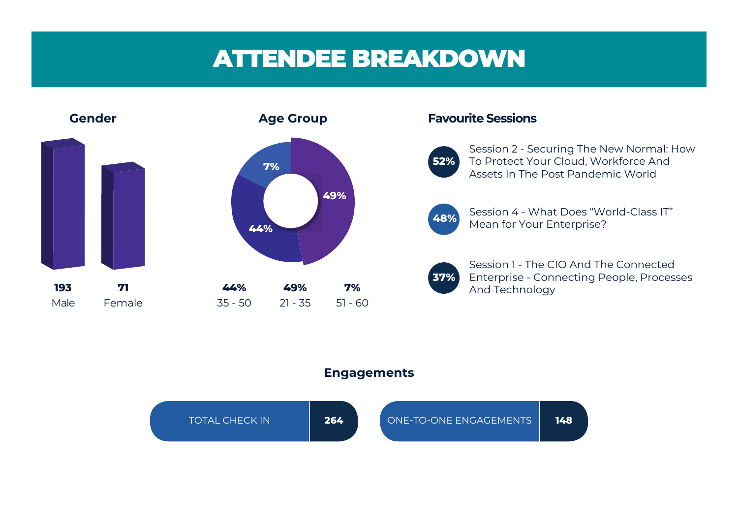# ATTENDEE BREAKDOWN

## Gender

| Male | Female |
| --- | --- |
| **193** | **71** |

## Age Group

| 35 - 50 | 21 - 35 | 51 - 60 |
| --- | --- | --- |
| **44%** | **49%** | **7%** |

## Favourite Sessions

- **52%** Session 2 - Securing The New Normal: How To Protect Your Cloud, Workforce And Assets In The Post Pandemic World
- **48%** Session 4 - What Does "World-Class IT" Mean for Your Enterprise?
- **37%** Session 1 - The CIO And The Connected Enterprise - Connecting People, Processes And Technology

## Engagements

| TOTAL CHECK IN | ONE-TO-ONE ENGAGEMENTS |
| --- | --- |
| **264** | **148** |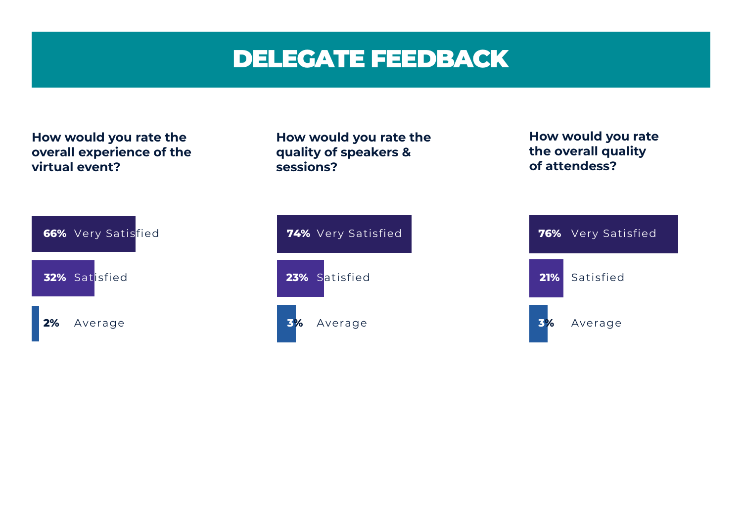# DELEGATE FEEDBACK

### How would you rate the overall experience of the virtual event?

- **66%** Very Satisfied
- **32%** Satisfied
- **2%** Average

### How would you rate the quality of speakers & sessions?

- **74%** Very Satisfied
- **23%** Satisfied
- **3%** Average

### How would you rate the overall quality of attendess?

- **76%** Very Satisfied
- **21%** Satisfied
- **3%** Average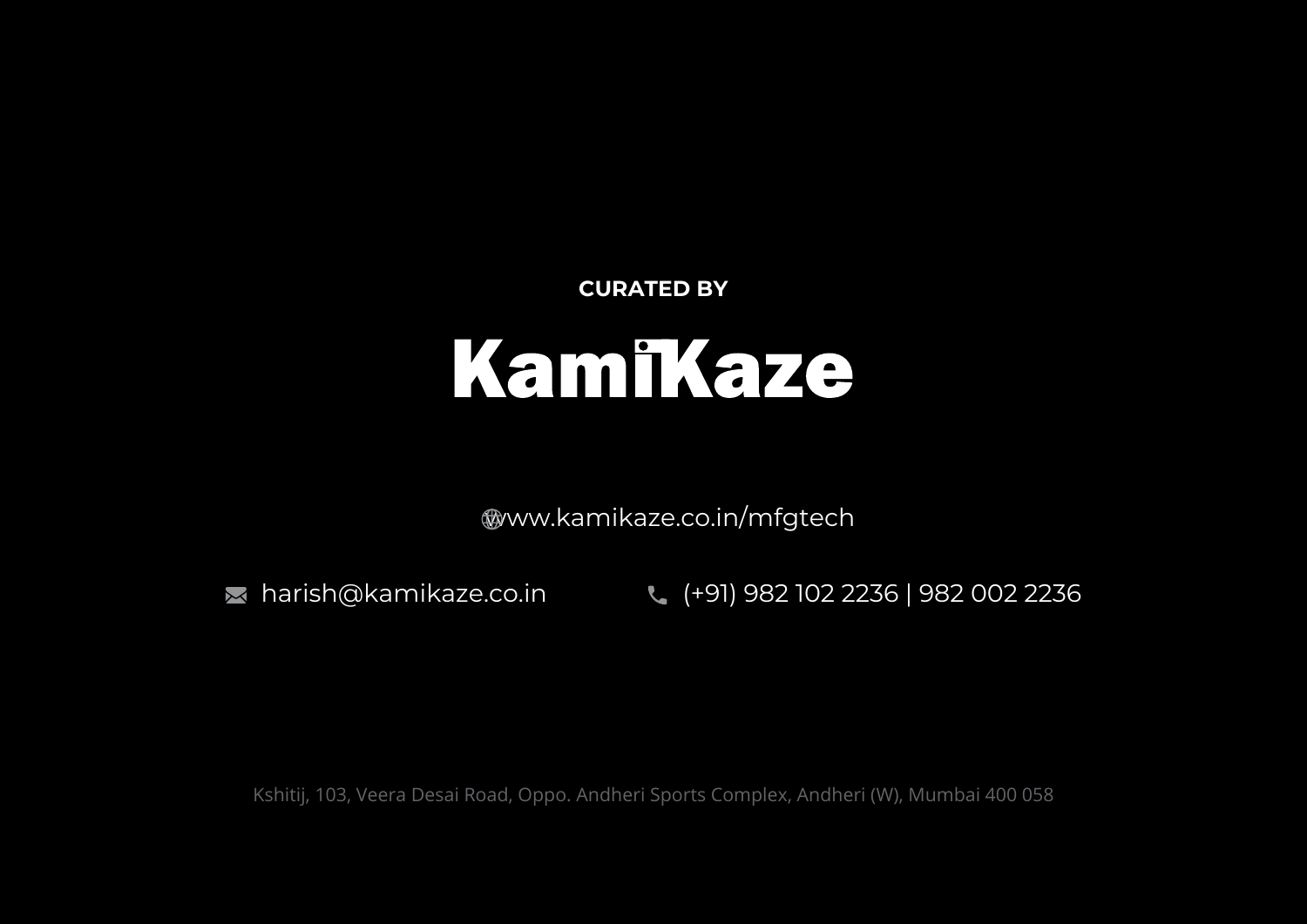CURATED BY

# KamiKaze

www.kamikaze.co.in/mfgtech

harish@kamikaze.co.in

(+91) 982 102 2236 | 982 002 2236

Kshitij, 103, Veera Desai Road, Oppo. Andheri Sports Complex, Andheri (W), Mumbai 400 058